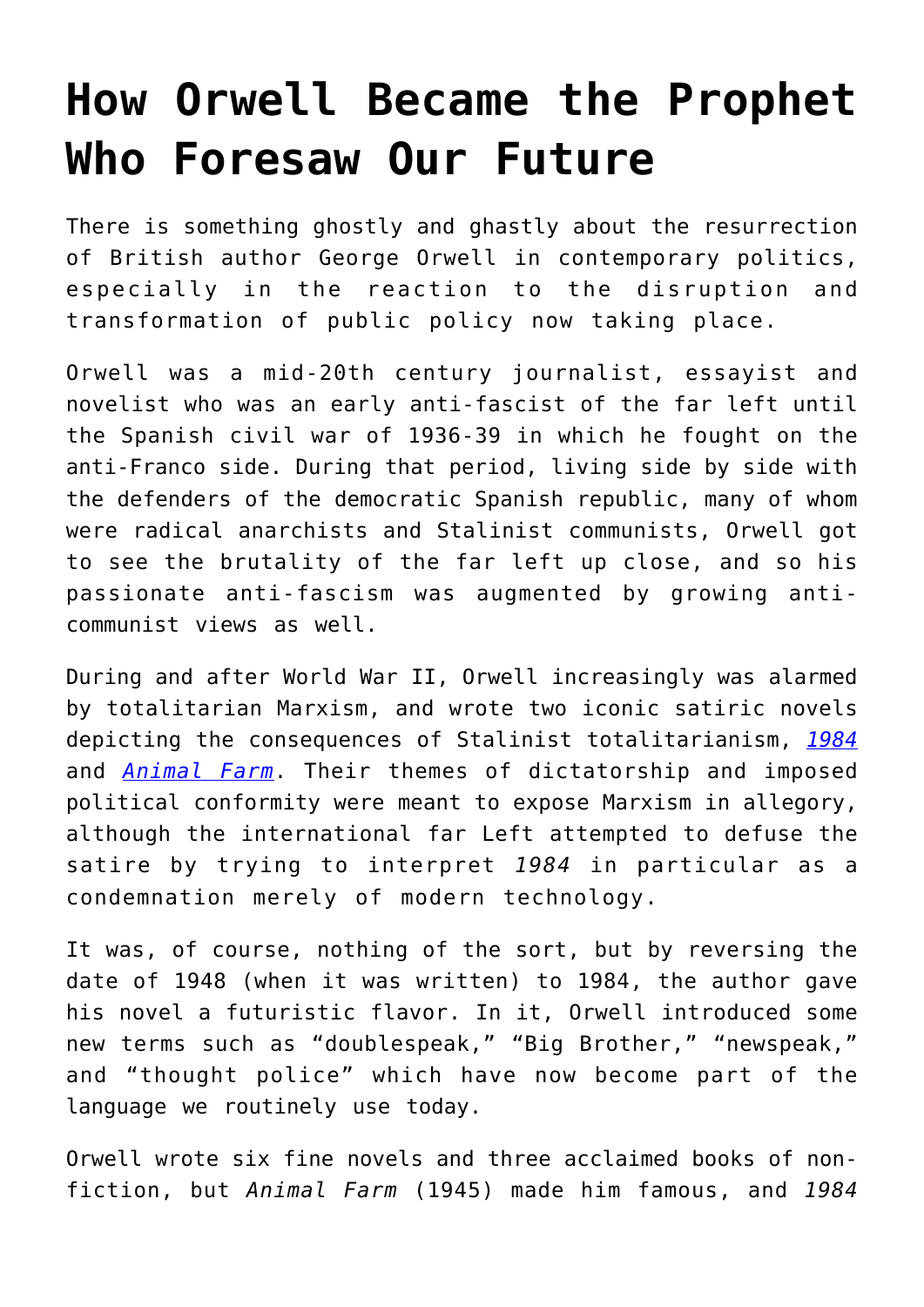# How Orwell Became the Prophet Who Foresaw Our Future

There is something ghostly and ghastly about the resurrection of British author George Orwell in contemporary politics, especially in the reaction to the disruption and transformation of public policy now taking place.

Orwell was a mid-20th century journalist, essayist and novelist who was an early anti-fascist of the far left until the Spanish civil war of 1936-39 in which he fought on the anti-Franco side. During that period, living side by side with the defenders of the democratic Spanish republic, many of whom were radical anarchists and Stalinist communists, Orwell got to see the brutality of the far left up close, and so his passionate anti-fascism was augmented by growing anti-communist views as well.

During and after World War II, Orwell increasingly was alarmed by totalitarian Marxism, and wrote two iconic satiric novels depicting the consequences of Stalinist totalitarianism, *1984* and *Animal Farm*. Their themes of dictatorship and imposed political conformity were meant to expose Marxism in allegory, although the international far Left attempted to defuse the satire by trying to interpret *1984* in particular as a condemnation merely of modern technology.

It was, of course, nothing of the sort, but by reversing the date of 1948 (when it was written) to 1984, the author gave his novel a futuristic flavor. In it, Orwell introduced some new terms such as "doublespeak," "Big Brother," "newspeak," and "thought police" which have now become part of the language we routinely use today.

Orwell wrote six fine novels and three acclaimed books of non-fiction, but *Animal Farm* (1945) made him famous, and *1984*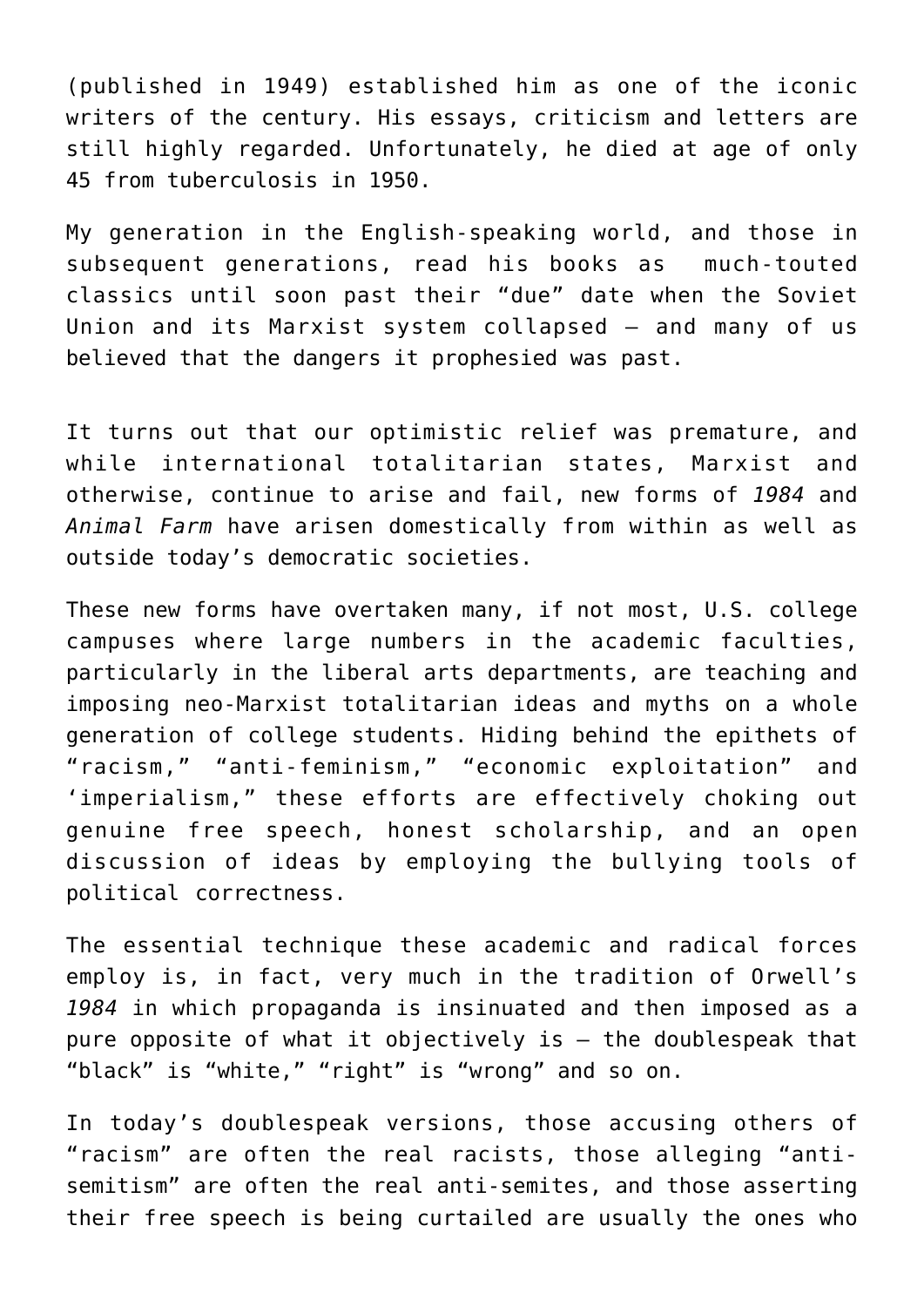(published in 1949) established him as one of the iconic writers of the century. His essays, criticism and letters are still highly regarded. Unfortunately, he died at age of only 45 from tuberculosis in 1950.

My generation in the English-speaking world, and those in subsequent generations, read his books as much-touted classics until soon past their "due" date when the Soviet Union and its Marxist system collapsed — and many of us believed that the dangers it prophesied was past.

It turns out that our optimistic relief was premature, and while international totalitarian states, Marxist and otherwise, continue to arise and fail, new forms of *1984* and *Animal Farm* have arisen domestically from within as well as outside today's democratic societies.

These new forms have overtaken many, if not most, U.S. college campuses where large numbers in the academic faculties, particularly in the liberal arts departments, are teaching and imposing neo-Marxist totalitarian ideas and myths on a whole generation of college students. Hiding behind the epithets of "racism," "anti-feminism," "economic exploitation" and 'imperialism," these efforts are effectively choking out genuine free speech, honest scholarship, and an open discussion of ideas by employing the bullying tools of political correctness.

The essential technique these academic and radical forces employ is, in fact, very much in the tradition of Orwell's *1984* in which propaganda is insinuated and then imposed as a pure opposite of what it objectively is — the doublespeak that "black" is "white," "right" is "wrong" and so on.

In today's doublespeak versions, those accusing others of "racism" are often the real racists, those alleging "anti-semitism" are often the real anti-semites, and those asserting their free speech is being curtailed are usually the ones who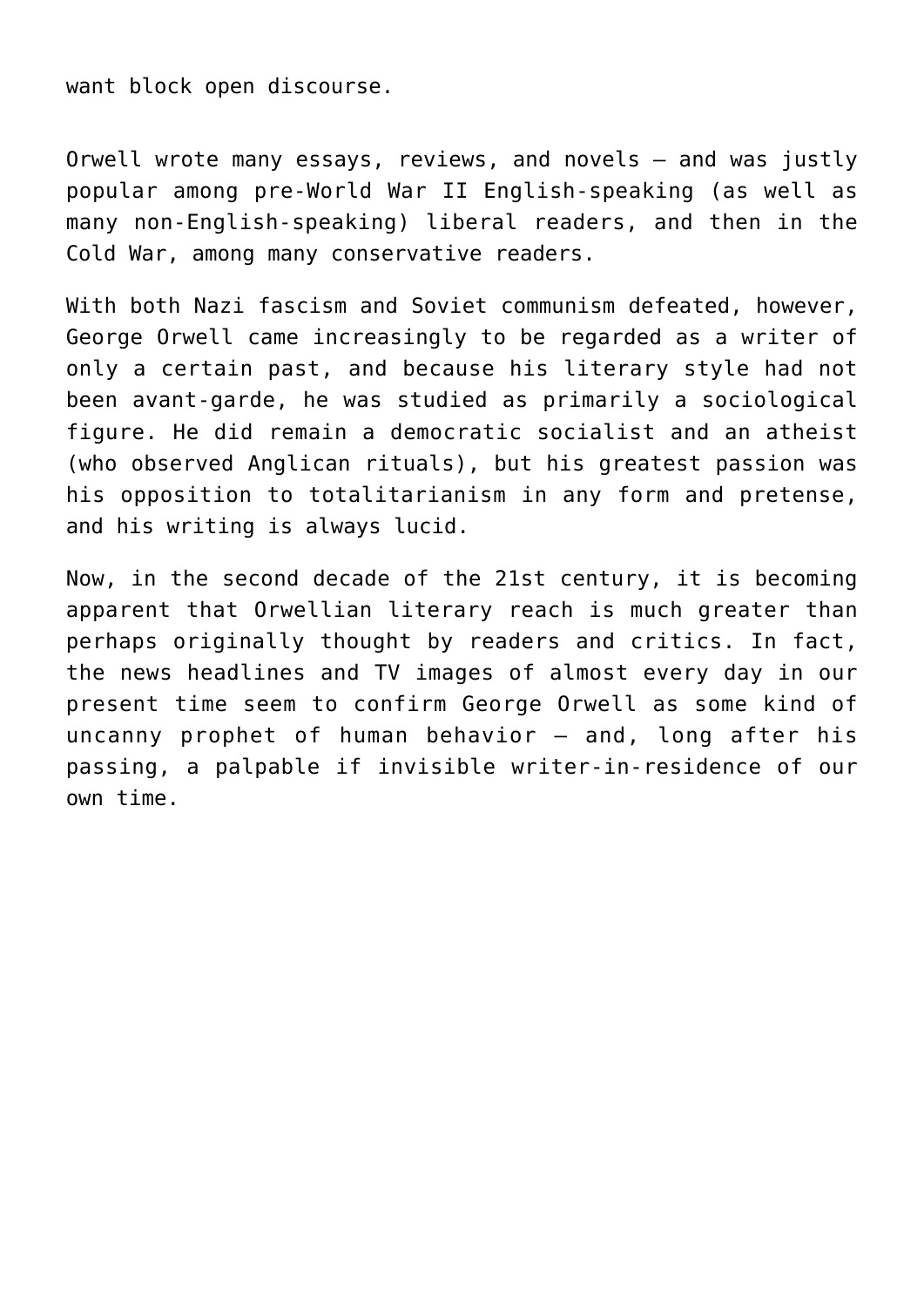want block open discourse.

Orwell wrote many essays, reviews, and novels — and was justly popular among pre-World War II English-speaking (as well as many non-English-speaking) liberal readers, and then in the Cold War, among many conservative readers.

With both Nazi fascism and Soviet communism defeated, however, George Orwell came increasingly to be regarded as a writer of only a certain past, and because his literary style had not been avant-garde, he was studied as primarily a sociological figure. He did remain a democratic socialist and an atheist (who observed Anglican rituals), but his greatest passion was his opposition to totalitarianism in any form and pretense, and his writing is always lucid.

Now, in the second decade of the 21st century, it is becoming apparent that Orwellian literary reach is much greater than perhaps originally thought by readers and critics. In fact, the news headlines and TV images of almost every day in our present time seem to confirm George Orwell as some kind of uncanny prophet of human behavior — and, long after his passing, a palpable if invisible writer-in-residence of our own time.